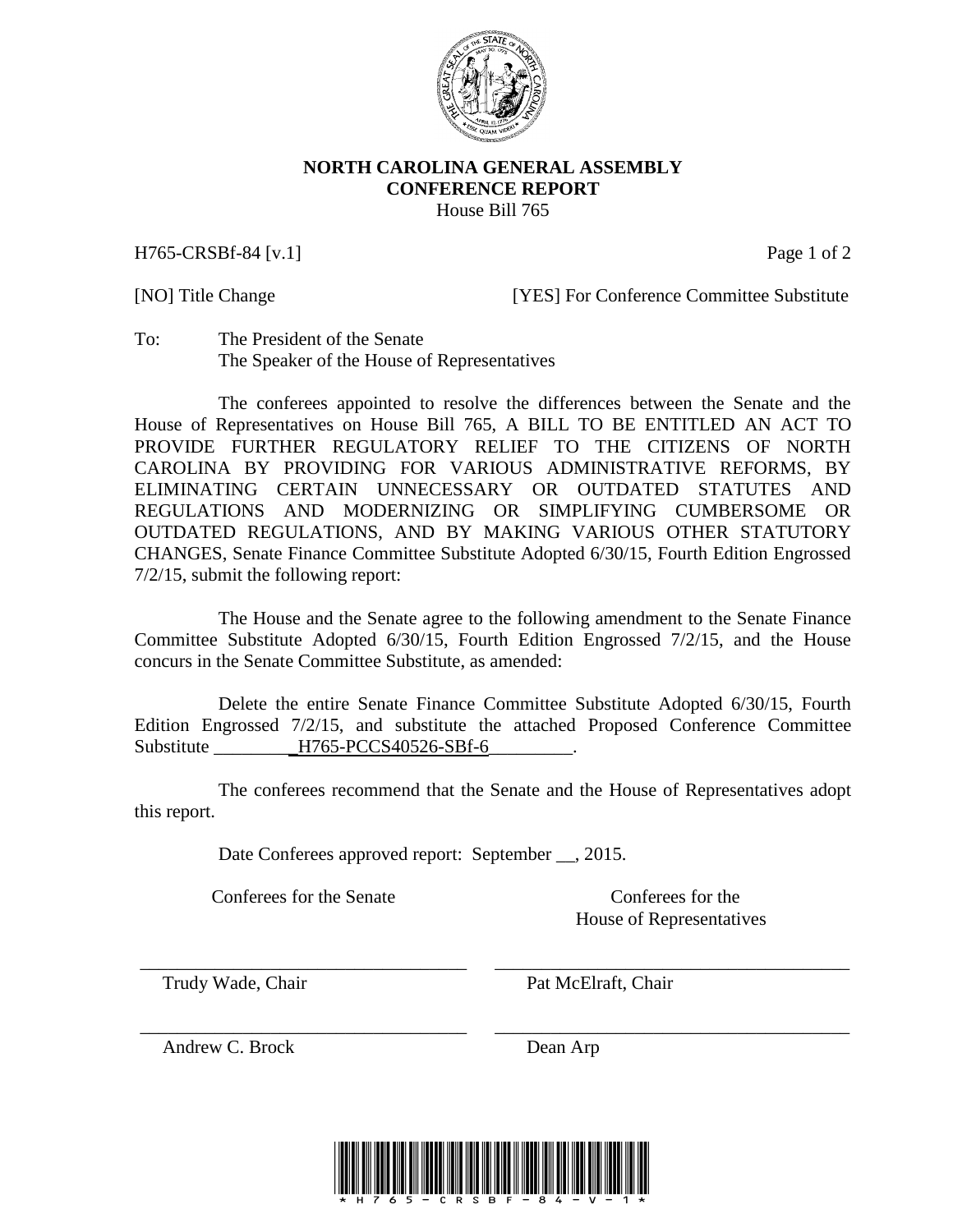# NORTH CAROLINA GENERAL ASSEMBLY
## CONFERENCE REPORT
House Bill 765

H765-CRSBf-84 [v.1]

[NO] Title Change [YES] For Conference Committee Substitute

To: The President of the Senate
The Speaker of the House of Representatives

The conferees appointed to resolve the differences between the Senate and the House of Representatives on House Bill 765, A BILL TO BE ENTITLED AN ACT TO PROVIDE FURTHER REGULATORY RELIEF TO THE CITIZENS OF NORTH CAROLINA BY PROVIDING FOR VARIOUS ADMINISTRATIVE REFORMS, BY ELIMINATING CERTAIN UNNECESSARY OR OUTDATED STATUTES AND REGULATIONS AND MODERNIZING OR SIMPLIFYING CUMBERSOME OR OUTDATED REGULATIONS, AND BY MAKING VARIOUS OTHER STATUTORY CHANGES, Senate Finance Committee Substitute Adopted 6/30/15, Fourth Edition Engrossed 7/2/15, submit the following report:

The House and the Senate agree to the following amendment to the Senate Finance Committee Substitute Adopted 6/30/15, Fourth Edition Engrossed 7/2/15, and the House concurs in the Senate Committee Substitute, as amended:

Delete the entire Senate Finance Committee Substitute Adopted 6/30/15, Fourth Edition Engrossed 7/2/15, and substitute the attached Proposed Conference Committee Substitute ________H765-PCCS40526-SBf-6_________.

The conferees recommend that the Senate and the House of Representatives adopt this report.

Date Conferees approved report: September __, 2015.

| Conferees for the Senate | Conferees for the House of Representatives |
| --- | --- |
| ______________________________ Trudy Wade, Chair | ______________________________ Pat McElraft, Chair |
| ______________________________ Andrew C. Brock | ______________________________ Dean Arp |

*H765-CRSBF-84-V-1*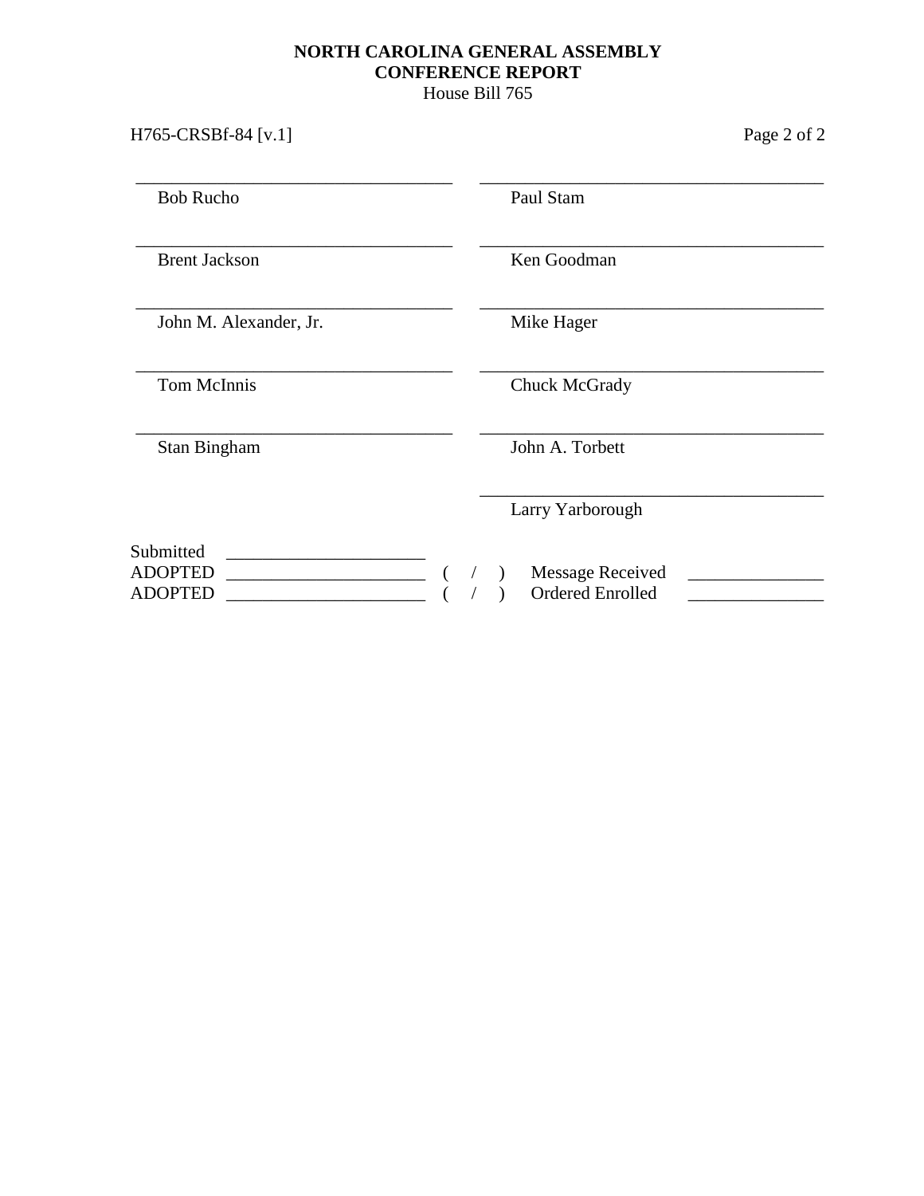**NORTH CAROLINA GENERAL ASSEMBLY**
**CONFERENCE REPORT**
House Bill 765

H765-CRSBf-84 [v.1]

| | |
|---|---|
| ___________________________________ Bob Rucho | ___________________________________ Paul Stam |
| ___________________________________ Brent Jackson | ___________________________________ Ken Goodman |
| ___________________________________ John M. Alexander, Jr. | ___________________________________ Mike Hager |
| ___________________________________ Tom McInnis | ___________________________________ Chuck McGrady |
| ___________________________________ Stan Bingham | ___________________________________ John A. Torbett |
| | ___________________________________ Larry Yarborough |

Submitted ______________________
ADOPTED ______________________ ( / ) Message Received _______________
ADOPTED ______________________ ( / ) Ordered Enrolled _______________